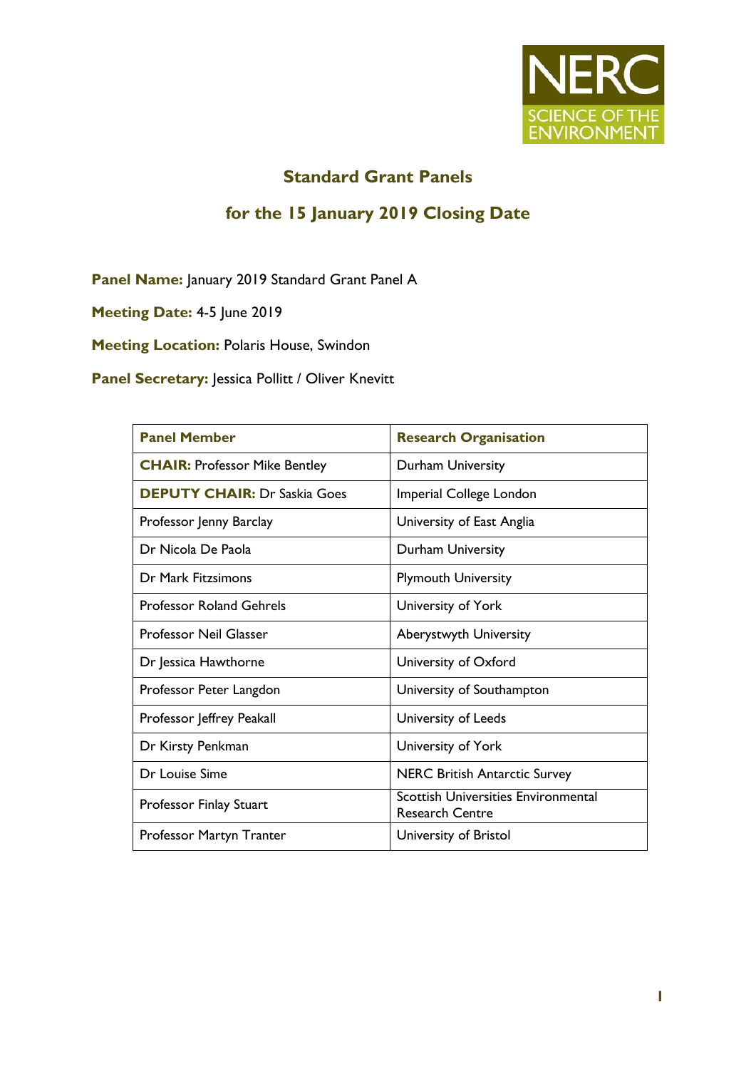NERC
SCIENCE OF THE ENVIRONMENT

# Standard Grant Panels

## for the 15 January 2019 Closing Date

**Panel Name:** January 2019 Standard Grant Panel A

**Meeting Date:** 4-5 June 2019

**Meeting Location:** Polaris House, Swindon

**Panel Secretary:** Jessica Pollitt / Oliver Knevitt

| Panel Member | Research Organisation |
|---|---|
| **CHAIR:** Professor Mike Bentley | Durham University |
| **DEPUTY CHAIR:** Dr Saskia Goes | Imperial College London |
| Professor Jenny Barclay | University of East Anglia |
| Dr Nicola De Paola | Durham University |
| Dr Mark Fitzsimons | Plymouth University |
| Professor Roland Gehrels | University of York |
| Professor Neil Glasser | Aberystwyth University |
| Dr Jessica Hawthorne | University of Oxford |
| Professor Peter Langdon | University of Southampton |
| Professor Jeffrey Peakall | University of Leeds |
| Dr Kirsty Penkman | University of York |
| Dr Louise Sime | NERC British Antarctic Survey |
| Professor Finlay Stuart | Scottish Universities Environmental Research Centre |
| Professor Martyn Tranter | University of Bristol |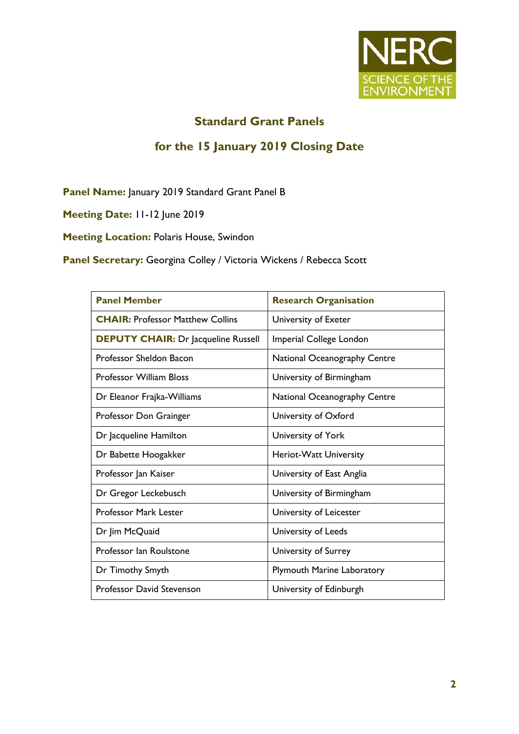## Standard Grant Panels

## for the 15 January 2019 Closing Date

**Panel Name:** January 2019 Standard Grant Panel B

**Meeting Date:** 11-12 June 2019

**Meeting Location:** Polaris House, Swindon

**Panel Secretary:** Georgina Colley / Victoria Wickens / Rebecca Scott

| Panel Member | Research Organisation |
|---|---|
| **CHAIR:** Professor Matthew Collins | University of Exeter |
| **DEPUTY CHAIR:** Dr Jacqueline Russell | Imperial College London |
| Professor Sheldon Bacon | National Oceanography Centre |
| Professor William Bloss | University of Birmingham |
| Dr Eleanor Frajka-Williams | National Oceanography Centre |
| Professor Don Grainger | University of Oxford |
| Dr Jacqueline Hamilton | University of York |
| Dr Babette Hoogakker | Heriot-Watt University |
| Professor Jan Kaiser | University of East Anglia |
| Dr Gregor Leckebusch | University of Birmingham |
| Professor Mark Lester | University of Leicester |
| Dr Jim McQuaid | University of Leeds |
| Professor Ian Roulstone | University of Surrey |
| Dr Timothy Smyth | Plymouth Marine Laboratory |
| Professor David Stevenson | University of Edinburgh |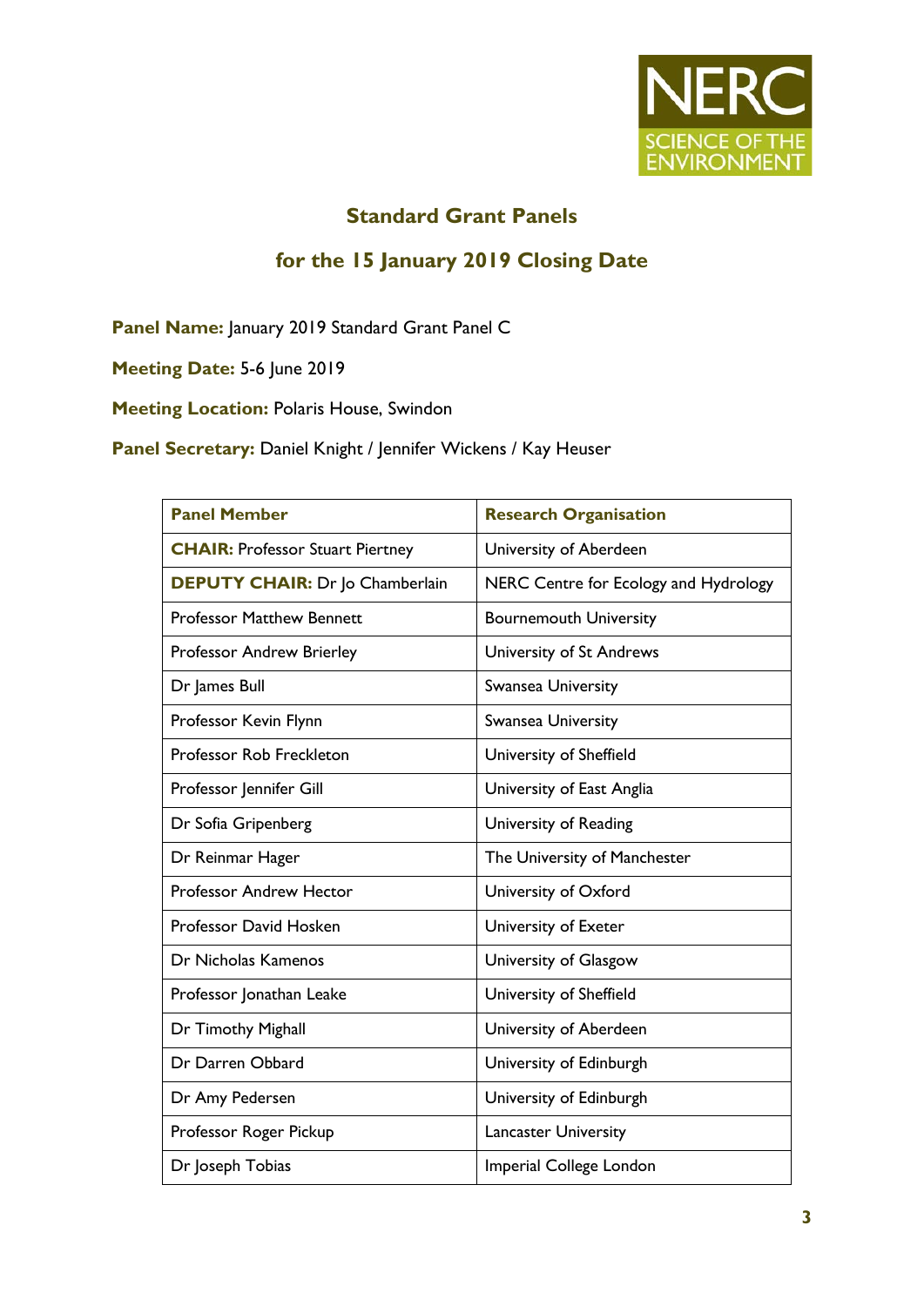## Standard Grant Panels

## for the 15 January 2019 Closing Date

**Panel Name:** January 2019 Standard Grant Panel C

**Meeting Date:** 5-6 June 2019

**Meeting Location:** Polaris House, Swindon

**Panel Secretary:** Daniel Knight / Jennifer Wickens / Kay Heuser

| Panel Member | Research Organisation |
| --- | --- |
| **CHAIR:** Professor Stuart Piertney | University of Aberdeen |
| **DEPUTY CHAIR:** Dr Jo Chamberlain | NERC Centre for Ecology and Hydrology |
| Professor Matthew Bennett | Bournemouth University |
| Professor Andrew Brierley | University of St Andrews |
| Dr James Bull | Swansea University |
| Professor Kevin Flynn | Swansea University |
| Professor Rob Freckleton | University of Sheffield |
| Professor Jennifer Gill | University of East Anglia |
| Dr Sofia Gripenberg | University of Reading |
| Dr Reinmar Hager | The University of Manchester |
| Professor Andrew Hector | University of Oxford |
| Professor David Hosken | University of Exeter |
| Dr Nicholas Kamenos | University of Glasgow |
| Professor Jonathan Leake | University of Sheffield |
| Dr Timothy Mighall | University of Aberdeen |
| Dr Darren Obbard | University of Edinburgh |
| Dr Amy Pedersen | University of Edinburgh |
| Professor Roger Pickup | Lancaster University |
| Dr Joseph Tobias | Imperial College London |